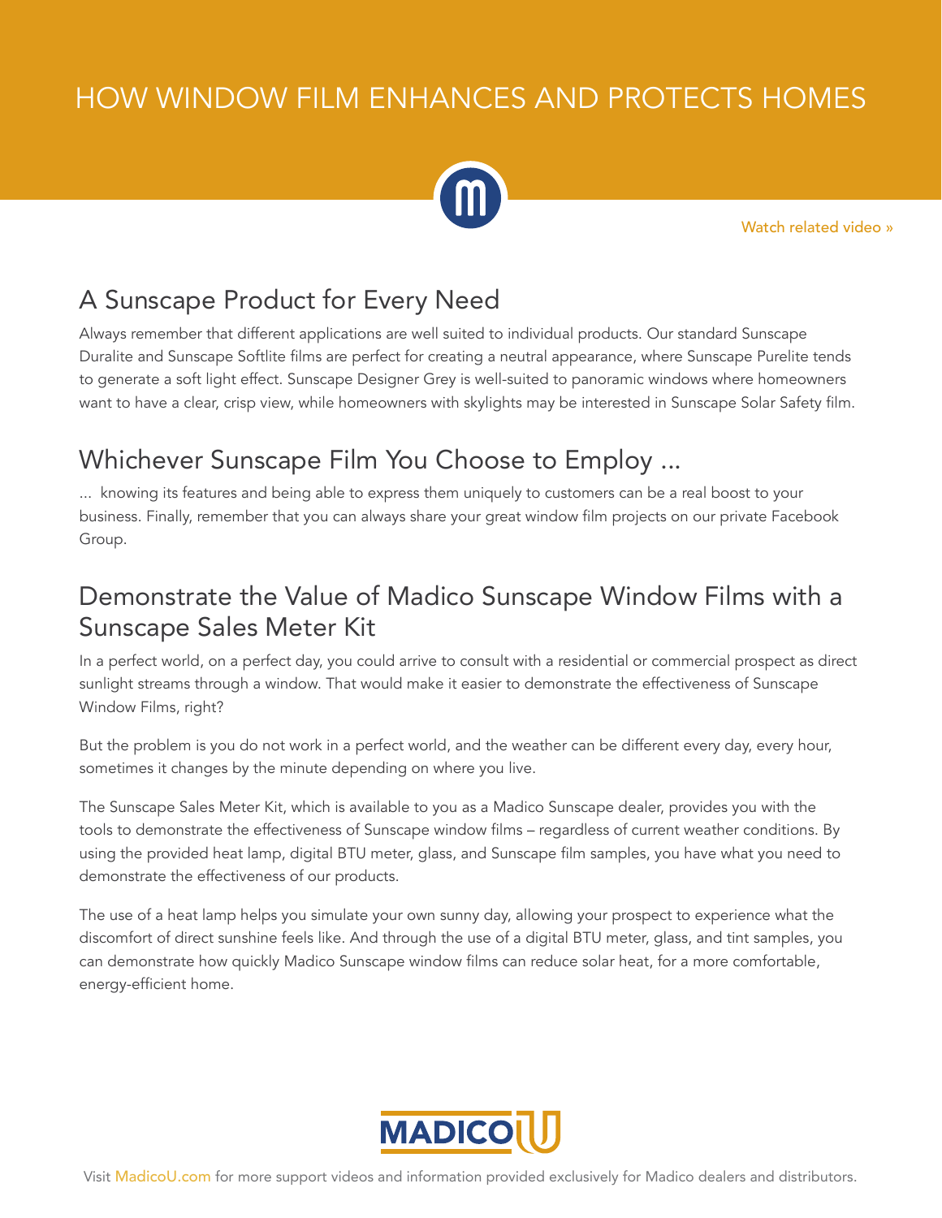# HOW WINDOW FILM ENHANCES AND PROTECTS HOMES

Watch related video »

## A Sunscape Product for Every Need

Always remember that different applications are well suited to individual products. Our standard Sunscape Duralite and Sunscape Softlite films are perfect for creating a neutral appearance, where Sunscape Purelite tends to generate a soft light effect. Sunscape Designer Grey is well-suited to panoramic windows where homeowners want to have a clear, crisp view, while homeowners with skylights may be interested in Sunscape Solar Safety film.

## Whichever Sunscape Film You Choose to Employ ...

... knowing its features and being able to express them uniquely to customers can be a real boost to your business. Finally, remember that you can always share your great window film projects on our private Facebook Group.

## Demonstrate the Value of Madico Sunscape Window Films with a Sunscape Sales Meter Kit

In a perfect world, on a perfect day, you could arrive to consult with a residential or commercial prospect as direct sunlight streams through a window. That would make it easier to demonstrate the effectiveness of Sunscape Window Films, right?

But the problem is you do not work in a perfect world, and the weather can be different every day, every hour, sometimes it changes by the minute depending on where you live.

The Sunscape Sales Meter Kit, which is available to you as a Madico Sunscape dealer, provides you with the tools to demonstrate the effectiveness of Sunscape window films – regardless of current weather conditions. By using the provided heat lamp, digital BTU meter, glass, and Sunscape film samples, you have what you need to demonstrate the effectiveness of our products.

The use of a heat lamp helps you simulate your own sunny day, allowing your prospect to experience what the discomfort of direct sunshine feels like. And through the use of a digital BTU meter, glass, and tint samples, you can demonstrate how quickly Madico Sunscape window films can reduce solar heat, for a more comfortable, energy-efficient home.

Visit MadicoU.com for more support videos and information provided exclusively for Madico dealers and distributors.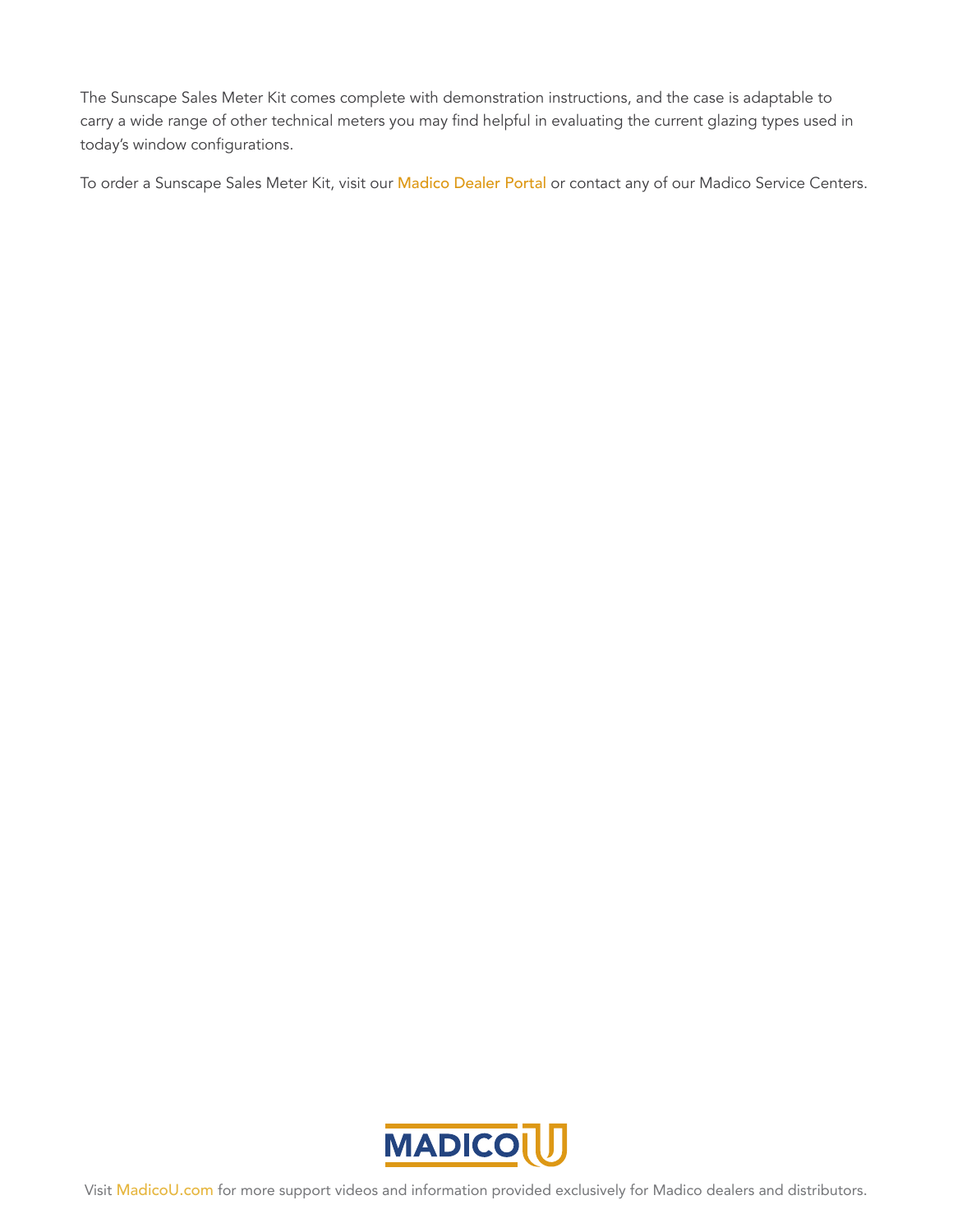The Sunscape Sales Meter Kit comes complete with demonstration instructions, and the case is adaptable to carry a wide range of other technical meters you may find helpful in evaluating the current glazing types used in today's window configurations.

To order a Sunscape Sales Meter Kit, visit our Madico Dealer Portal or contact any of our Madico Service Centers.

MADICO U

Visit MadicoU.com for more support videos and information provided exclusively for Madico dealers and distributors.